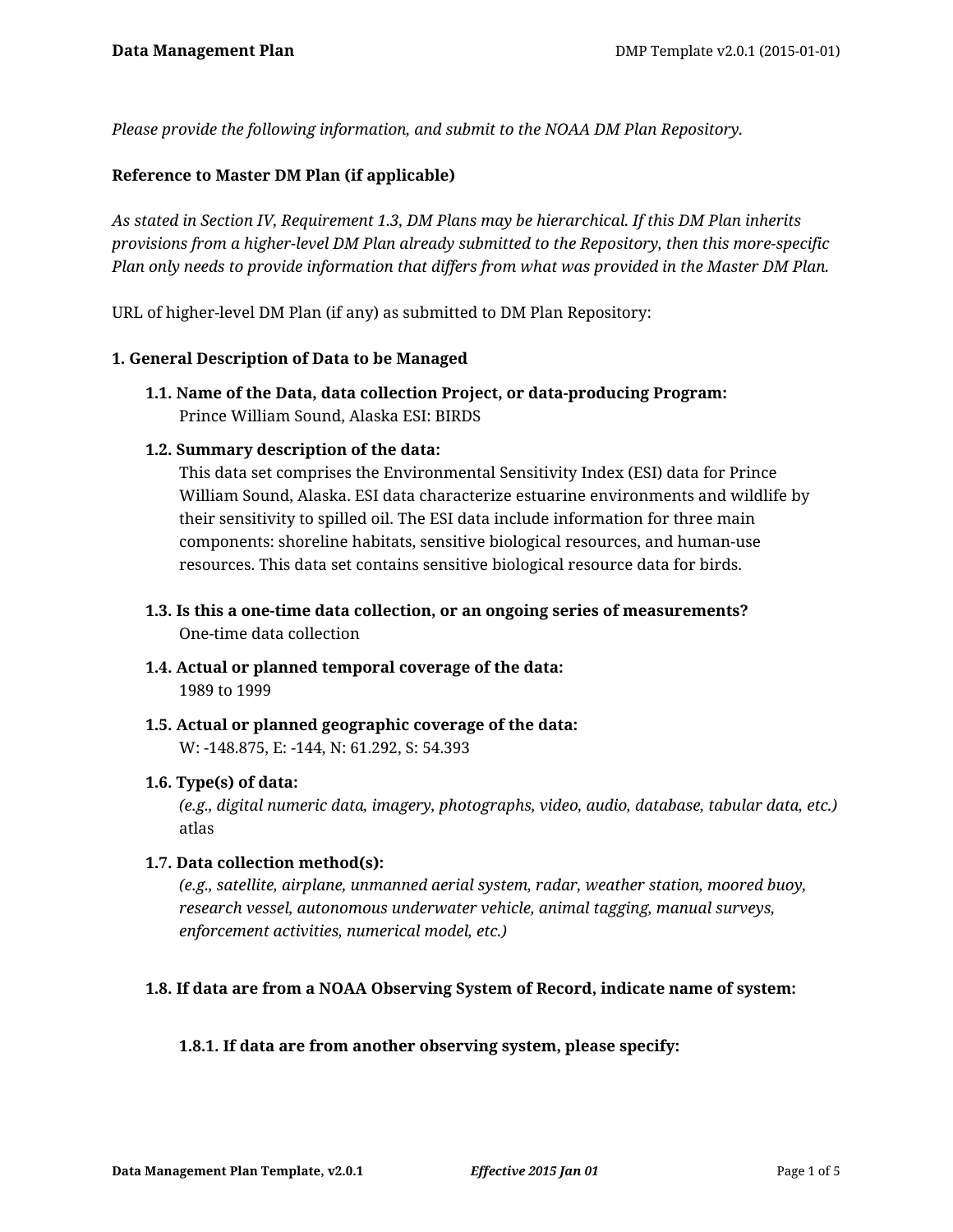*Please provide the following information, and submit to the NOAA DM Plan Repository.*

**Reference to Master DM Plan (if applicable)**

*As stated in Section IV, Requirement 1.3, DM Plans may be hierarchical. If this DM Plan inherits provisions from a higher-level DM Plan already submitted to the Repository, then this more-specific Plan only needs to provide information that differs from what was provided in the Master DM Plan.*

URL of higher-level DM Plan (if any) as submitted to DM Plan Repository:

### 1. General Description of Data to be Managed

**1.1. Name of the Data, data collection Project, or data-producing Program:**
Prince William Sound, Alaska ESI: BIRDS

**1.2. Summary description of the data:**
This data set comprises the Environmental Sensitivity Index (ESI) data for Prince William Sound, Alaska. ESI data characterize estuarine environments and wildlife by their sensitivity to spilled oil. The ESI data include information for three main components: shoreline habitats, sensitive biological resources, and human-use resources. This data set contains sensitive biological resource data for birds.

**1.3. Is this a one-time data collection, or an ongoing series of measurements?**
One-time data collection

**1.4. Actual or planned temporal coverage of the data:**
1989 to 1999

**1.5. Actual or planned geographic coverage of the data:**
W: -148.875, E: -144, N: 61.292, S: 54.393

**1.6. Type(s) of data:**
*(e.g., digital numeric data, imagery, photographs, video, audio, database, tabular data, etc.)*
atlas

**1.7. Data collection method(s):**
*(e.g., satellite, airplane, unmanned aerial system, radar, weather station, moored buoy, research vessel, autonomous underwater vehicle, animal tagging, manual surveys, enforcement activities, numerical model, etc.)*

**1.8. If data are from a NOAA Observing System of Record, indicate name of system:**

**1.8.1. If data are from another observing system, please specify:**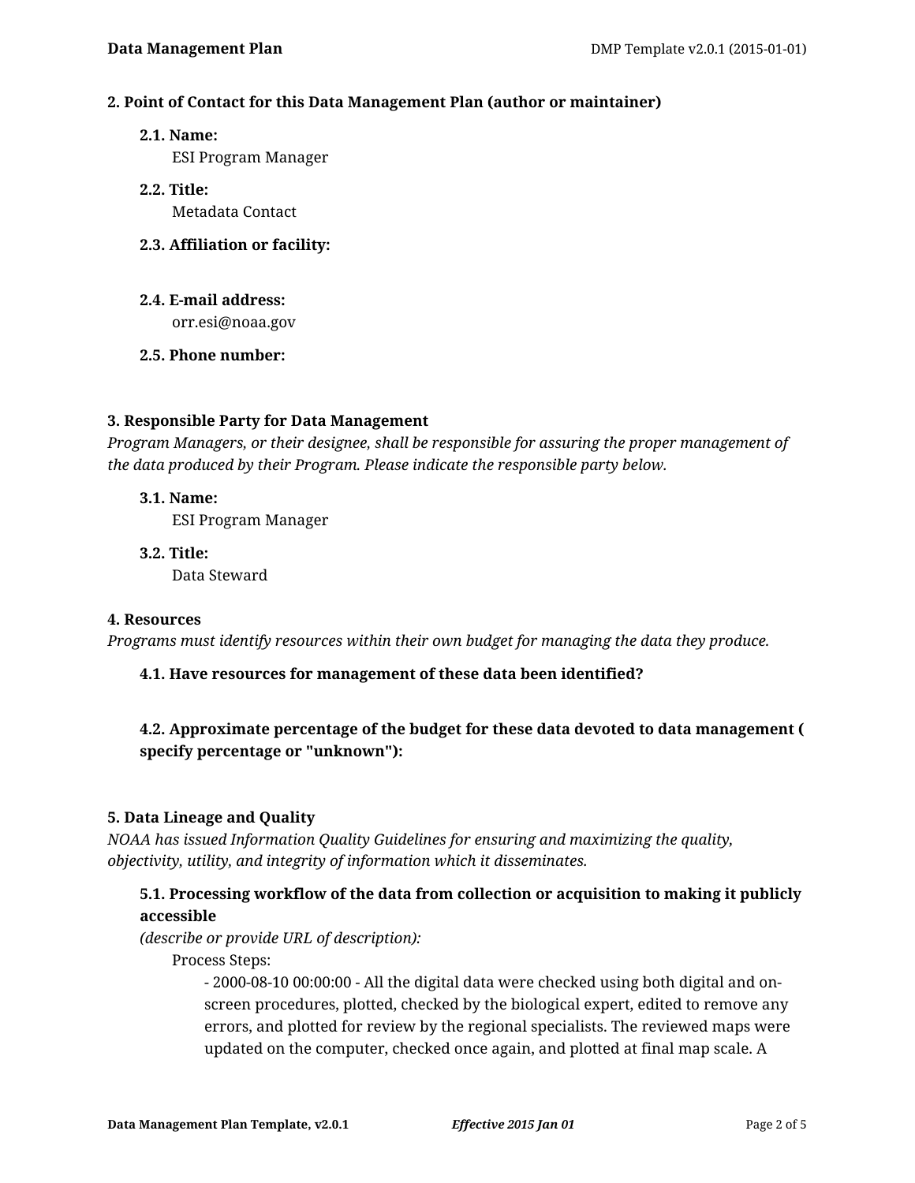**2. Point of Contact for this Data Management Plan (author or maintainer)**

**2.1. Name:**
ESI Program Manager

**2.2. Title:**
Metadata Contact

**2.3. Affiliation or facility:**

**2.4. E-mail address:**
orr.esi@noaa.gov

**2.5. Phone number:**

**3. Responsible Party for Data Management**

*Program Managers, or their designee, shall be responsible for assuring the proper management of the data produced by their Program. Please indicate the responsible party below.*

**3.1. Name:**
ESI Program Manager

**3.2. Title:**
Data Steward

**4. Resources**

*Programs must identify resources within their own budget for managing the data they produce.*

**4.1. Have resources for management of these data been identified?**

**4.2. Approximate percentage of the budget for these data devoted to data management ( specify percentage or "unknown"):**

**5. Data Lineage and Quality**

*NOAA has issued Information Quality Guidelines for ensuring and maximizing the quality, objectivity, utility, and integrity of information which it disseminates.*

**5.1. Processing workflow of the data from collection or acquisition to making it publicly accessible**
*(describe or provide URL of description):*

Process Steps:

- 2000-08-10 00:00:00 - All the digital data were checked using both digital and on-screen procedures, plotted, checked by the biological expert, edited to remove any errors, and plotted for review by the regional specialists. The reviewed maps were updated on the computer, checked once again, and plotted at final map scale. A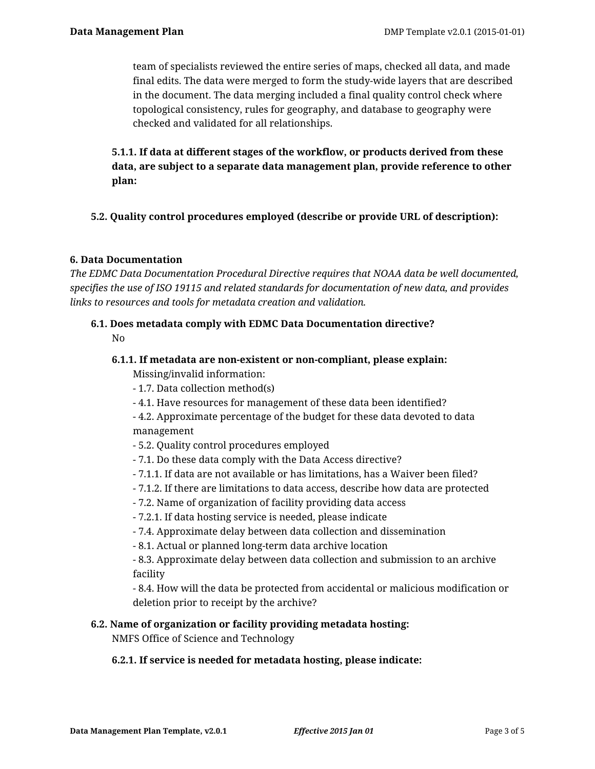team of specialists reviewed the entire series of maps, checked all data, and made final edits. The data were merged to form the study-wide layers that are described in the document. The data merging included a final quality control check where topological consistency, rules for geography, and database to geography were checked and validated for all relationships.

**5.1.1. If data at different stages of the workflow, or products derived from these data, are subject to a separate data management plan, provide reference to other plan:**

**5.2. Quality control procedures employed (describe or provide URL of description):**

## 6. Data Documentation

*The EDMC Data Documentation Procedural Directive requires that NOAA data be well documented, specifies the use of ISO 19115 and related standards for documentation of new data, and provides links to resources and tools for metadata creation and validation.*

**6.1. Does metadata comply with EDMC Data Documentation directive?**

No

**6.1.1. If metadata are non-existent or non-compliant, please explain:**

Missing/invalid information:
- 1.7. Data collection method(s)
- 4.1. Have resources for management of these data been identified?
- 4.2. Approximate percentage of the budget for these data devoted to data management
- 5.2. Quality control procedures employed
- 7.1. Do these data comply with the Data Access directive?
- 7.1.1. If data are not available or has limitations, has a Waiver been filed?
- 7.1.2. If there are limitations to data access, describe how data are protected
- 7.2. Name of organization of facility providing data access
- 7.2.1. If data hosting service is needed, please indicate
- 7.4. Approximate delay between data collection and dissemination
- 8.1. Actual or planned long-term data archive location
- 8.3. Approximate delay between data collection and submission to an archive facility
- 8.4. How will the data be protected from accidental or malicious modification or deletion prior to receipt by the archive?

**6.2. Name of organization or facility providing metadata hosting:**

NMFS Office of Science and Technology

**6.2.1. If service is needed for metadata hosting, please indicate:**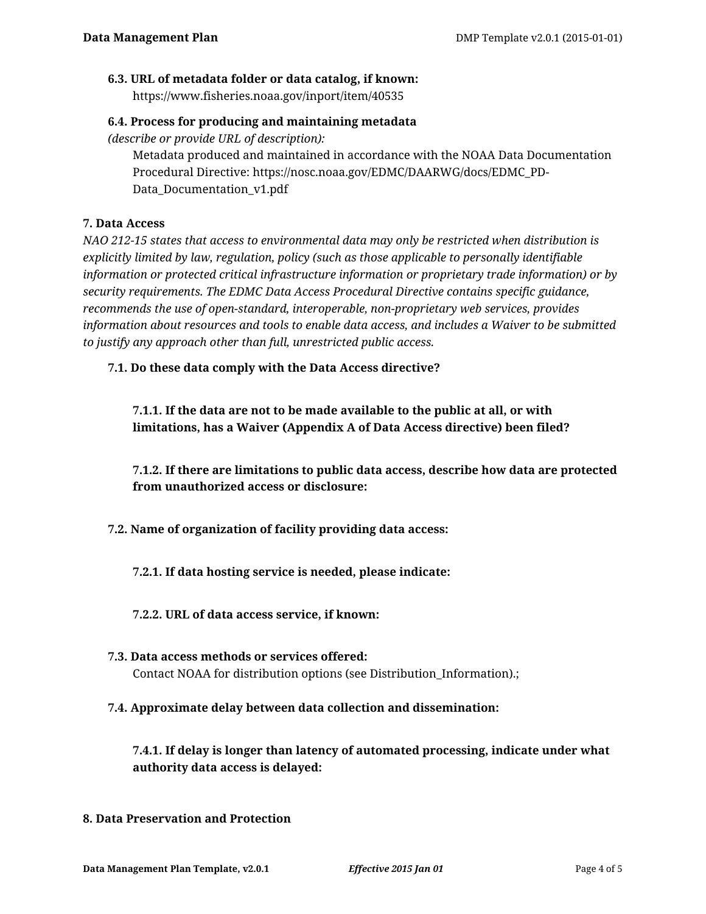**6.3. URL of metadata folder or data catalog, if known:**

https://www.fisheries.noaa.gov/inport/item/40535

**6.4. Process for producing and maintaining metadata**

*(describe or provide URL of description):*

Metadata produced and maintained in accordance with the NOAA Data Documentation Procedural Directive: https://nosc.noaa.gov/EDMC/DAARWG/docs/EDMC_PD-Data_Documentation_v1.pdf

## 7. Data Access

*NAO 212-15 states that access to environmental data may only be restricted when distribution is explicitly limited by law, regulation, policy (such as those applicable to personally identifiable information or protected critical infrastructure information or proprietary trade information) or by security requirements. The EDMC Data Access Procedural Directive contains specific guidance, recommends the use of open-standard, interoperable, non-proprietary web services, provides information about resources and tools to enable data access, and includes a Waiver to be submitted to justify any approach other than full, unrestricted public access.*

**7.1. Do these data comply with the Data Access directive?**

**7.1.1. If the data are not to be made available to the public at all, or with limitations, has a Waiver (Appendix A of Data Access directive) been filed?**

**7.1.2. If there are limitations to public data access, describe how data are protected from unauthorized access or disclosure:**

**7.2. Name of organization of facility providing data access:**

**7.2.1. If data hosting service is needed, please indicate:**

**7.2.2. URL of data access service, if known:**

**7.3. Data access methods or services offered:**

Contact NOAA for distribution options (see Distribution_Information).;

**7.4. Approximate delay between data collection and dissemination:**

**7.4.1. If delay is longer than latency of automated processing, indicate under what authority data access is delayed:**

## 8. Data Preservation and Protection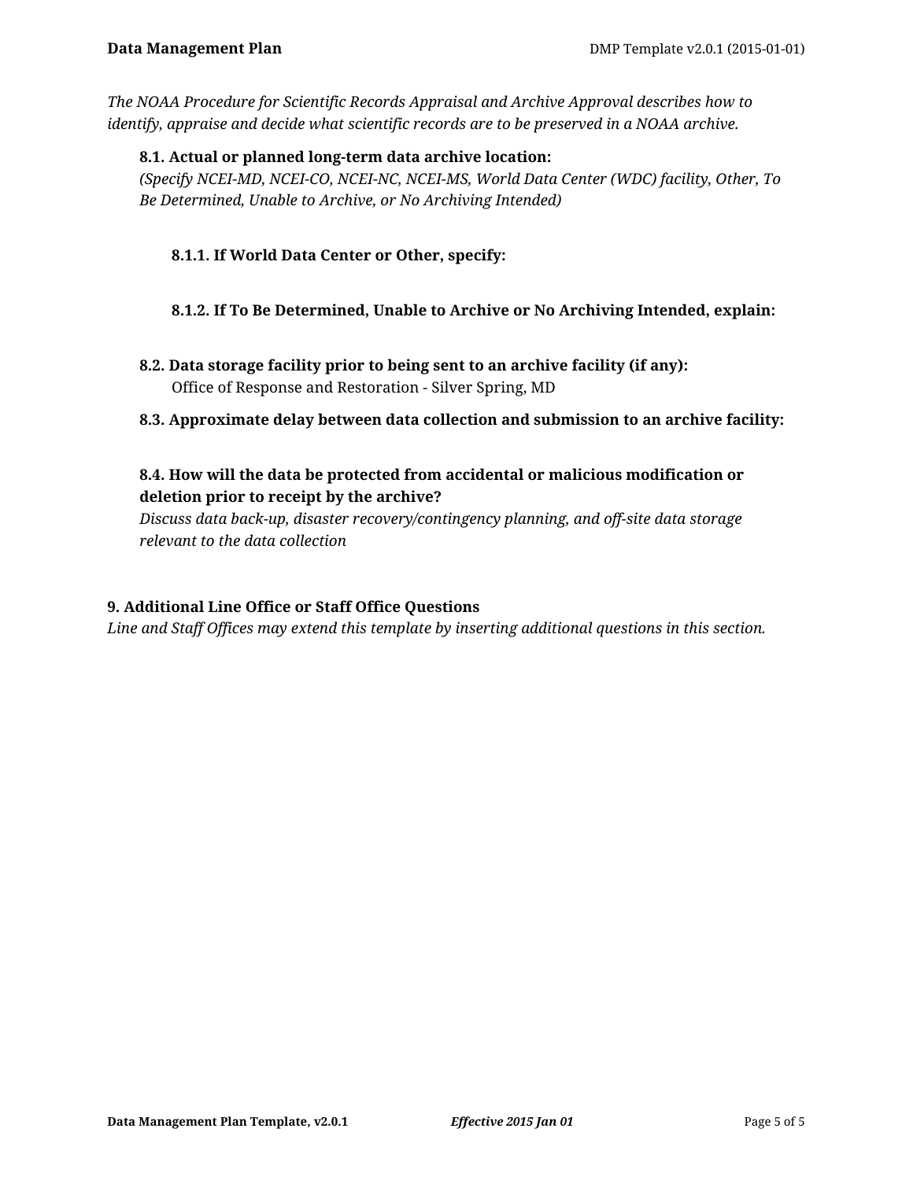*The NOAA Procedure for Scientific Records Appraisal and Archive Approval describes how to identify, appraise and decide what scientific records are to be preserved in a NOAA archive.*

**8.1. Actual or planned long-term data archive location:**
*(Specify NCEI-MD, NCEI-CO, NCEI-NC, NCEI-MS, World Data Center (WDC) facility, Other, To Be Determined, Unable to Archive, or No Archiving Intended)*

**8.1.1. If World Data Center or Other, specify:**

**8.1.2. If To Be Determined, Unable to Archive or No Archiving Intended, explain:**

**8.2. Data storage facility prior to being sent to an archive facility (if any):**
Office of Response and Restoration - Silver Spring, MD

**8.3. Approximate delay between data collection and submission to an archive facility:**

**8.4. How will the data be protected from accidental or malicious modification or deletion prior to receipt by the archive?**
*Discuss data back-up, disaster recovery/contingency planning, and off-site data storage relevant to the data collection*

**9. Additional Line Office or Staff Office Questions**
*Line and Staff Offices may extend this template by inserting additional questions in this section.*